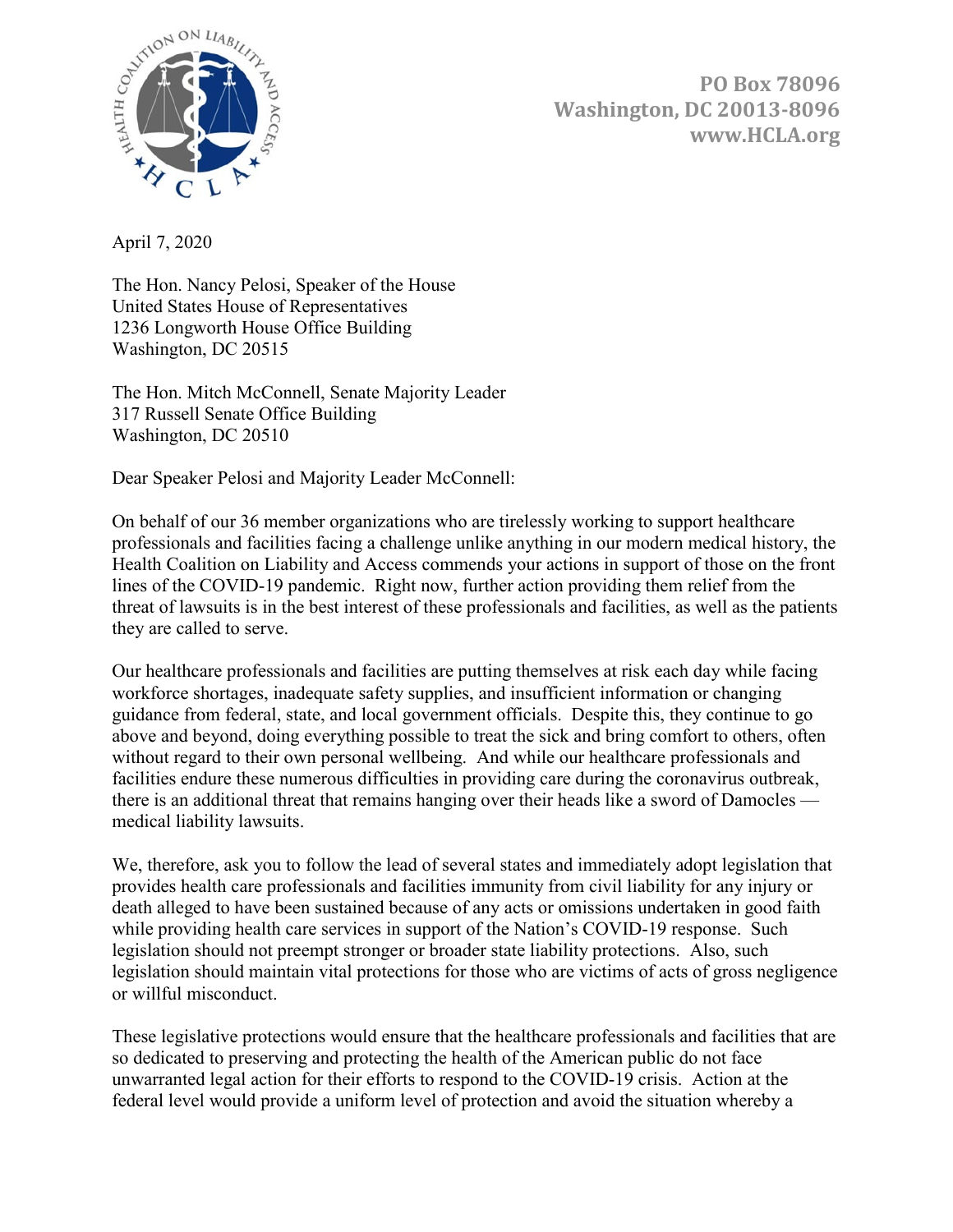PO Box 78096
Washington, DC 20013-8096
www.HCLA.org

April 7, 2020

The Hon. Nancy Pelosi, Speaker of the House
United States House of Representatives
1236 Longworth House Office Building
Washington, DC 20515

The Hon. Mitch McConnell, Senate Majority Leader
317 Russell Senate Office Building
Washington, DC 20510

Dear Speaker Pelosi and Majority Leader McConnell:

On behalf of our 36 member organizations who are tirelessly working to support healthcare professionals and facilities facing a challenge unlike anything in our modern medical history, the Health Coalition on Liability and Access commends your actions in support of those on the front lines of the COVID-19 pandemic. Right now, further action providing them relief from the threat of lawsuits is in the best interest of these professionals and facilities, as well as the patients they are called to serve.

Our healthcare professionals and facilities are putting themselves at risk each day while facing workforce shortages, inadequate safety supplies, and insufficient information or changing guidance from federal, state, and local government officials. Despite this, they continue to go above and beyond, doing everything possible to treat the sick and bring comfort to others, often without regard to their own personal wellbeing. And while our healthcare professionals and facilities endure these numerous difficulties in providing care during the coronavirus outbreak, there is an additional threat that remains hanging over their heads like a sword of Damocles — medical liability lawsuits.

We, therefore, ask you to follow the lead of several states and immediately adopt legislation that provides health care professionals and facilities immunity from civil liability for any injury or death alleged to have been sustained because of any acts or omissions undertaken in good faith while providing health care services in support of the Nation's COVID-19 response. Such legislation should not preempt stronger or broader state liability protections. Also, such legislation should maintain vital protections for those who are victims of acts of gross negligence or willful misconduct.

These legislative protections would ensure that the healthcare professionals and facilities that are so dedicated to preserving and protecting the health of the American public do not face unwarranted legal action for their efforts to respond to the COVID-19 crisis. Action at the federal level would provide a uniform level of protection and avoid the situation whereby a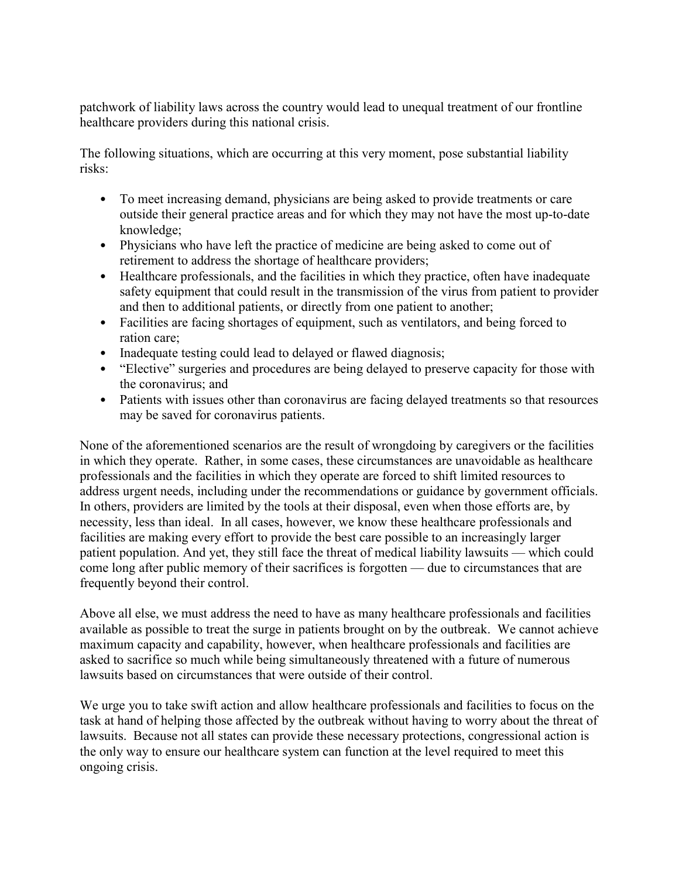patchwork of liability laws across the country would lead to unequal treatment of our frontline healthcare providers during this national crisis.

The following situations, which are occurring at this very moment, pose substantial liability risks:

- To meet increasing demand, physicians are being asked to provide treatments or care outside their general practice areas and for which they may not have the most up-to-date knowledge;
- Physicians who have left the practice of medicine are being asked to come out of retirement to address the shortage of healthcare providers;
- Healthcare professionals, and the facilities in which they practice, often have inadequate safety equipment that could result in the transmission of the virus from patient to provider and then to additional patients, or directly from one patient to another;
- Facilities are facing shortages of equipment, such as ventilators, and being forced to ration care;
- Inadequate testing could lead to delayed or flawed diagnosis;
- "Elective" surgeries and procedures are being delayed to preserve capacity for those with the coronavirus; and
- Patients with issues other than coronavirus are facing delayed treatments so that resources may be saved for coronavirus patients.

None of the aforementioned scenarios are the result of wrongdoing by caregivers or the facilities in which they operate. Rather, in some cases, these circumstances are unavoidable as healthcare professionals and the facilities in which they operate are forced to shift limited resources to address urgent needs, including under the recommendations or guidance by government officials. In others, providers are limited by the tools at their disposal, even when those efforts are, by necessity, less than ideal. In all cases, however, we know these healthcare professionals and facilities are making every effort to provide the best care possible to an increasingly larger patient population. And yet, they still face the threat of medical liability lawsuits — which could come long after public memory of their sacrifices is forgotten — due to circumstances that are frequently beyond their control.

Above all else, we must address the need to have as many healthcare professionals and facilities available as possible to treat the surge in patients brought on by the outbreak. We cannot achieve maximum capacity and capability, however, when healthcare professionals and facilities are asked to sacrifice so much while being simultaneously threatened with a future of numerous lawsuits based on circumstances that were outside of their control.

We urge you to take swift action and allow healthcare professionals and facilities to focus on the task at hand of helping those affected by the outbreak without having to worry about the threat of lawsuits. Because not all states can provide these necessary protections, congressional action is the only way to ensure our healthcare system can function at the level required to meet this ongoing crisis.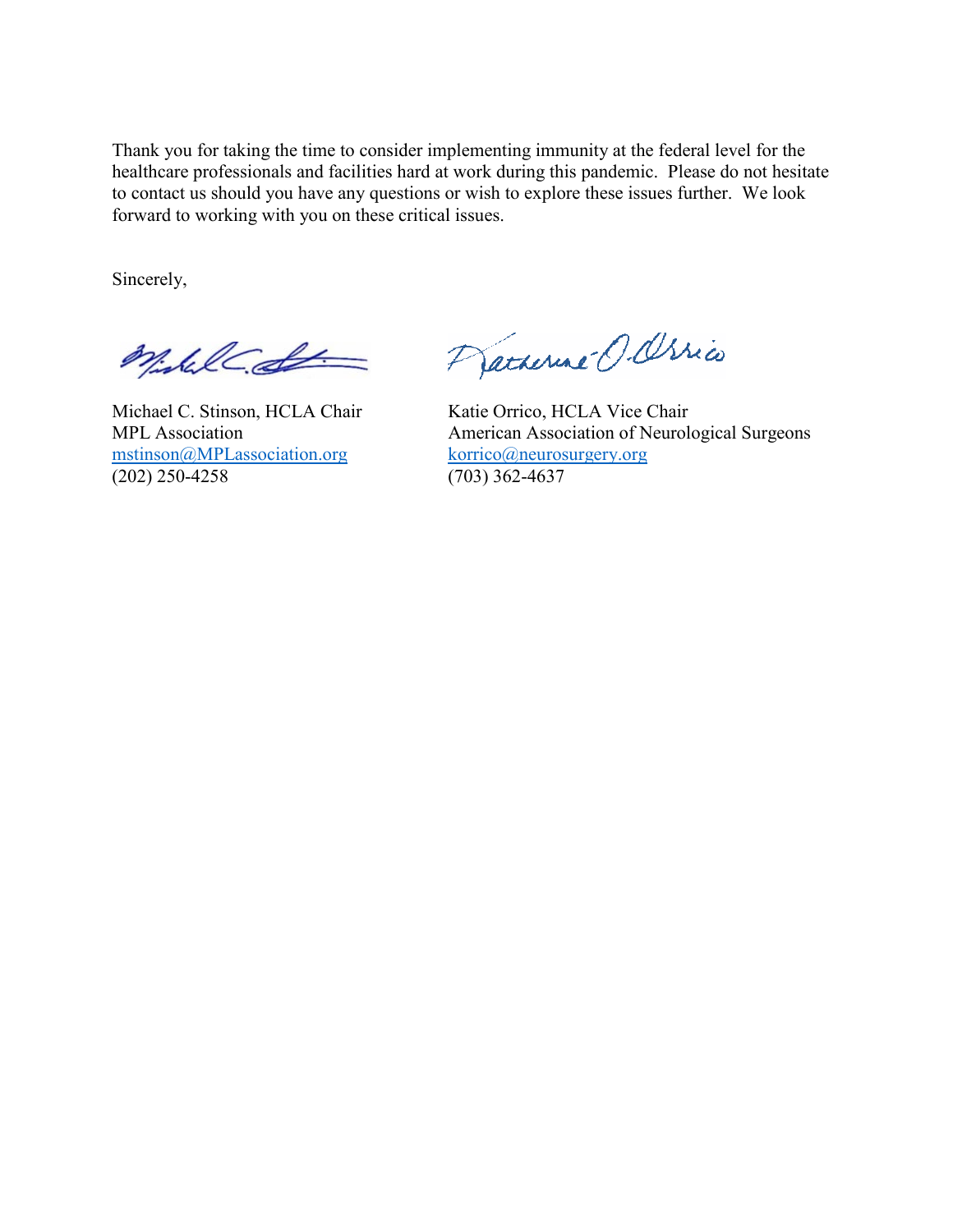Thank you for taking the time to consider implementing immunity at the federal level for the healthcare professionals and facilities hard at work during this pandemic. Please do not hesitate to contact us should you have any questions or wish to explore these issues further. We look forward to working with you on these critical issues.

Sincerely,

Michael C. Stinson, HCLA Chair
MPL Association
mstinson@MPLassociation.org
(202) 250-4258

Katie Orrico, HCLA Vice Chair
American Association of Neurological Surgeons
korrico@neurosurgery.org
(703) 362-4637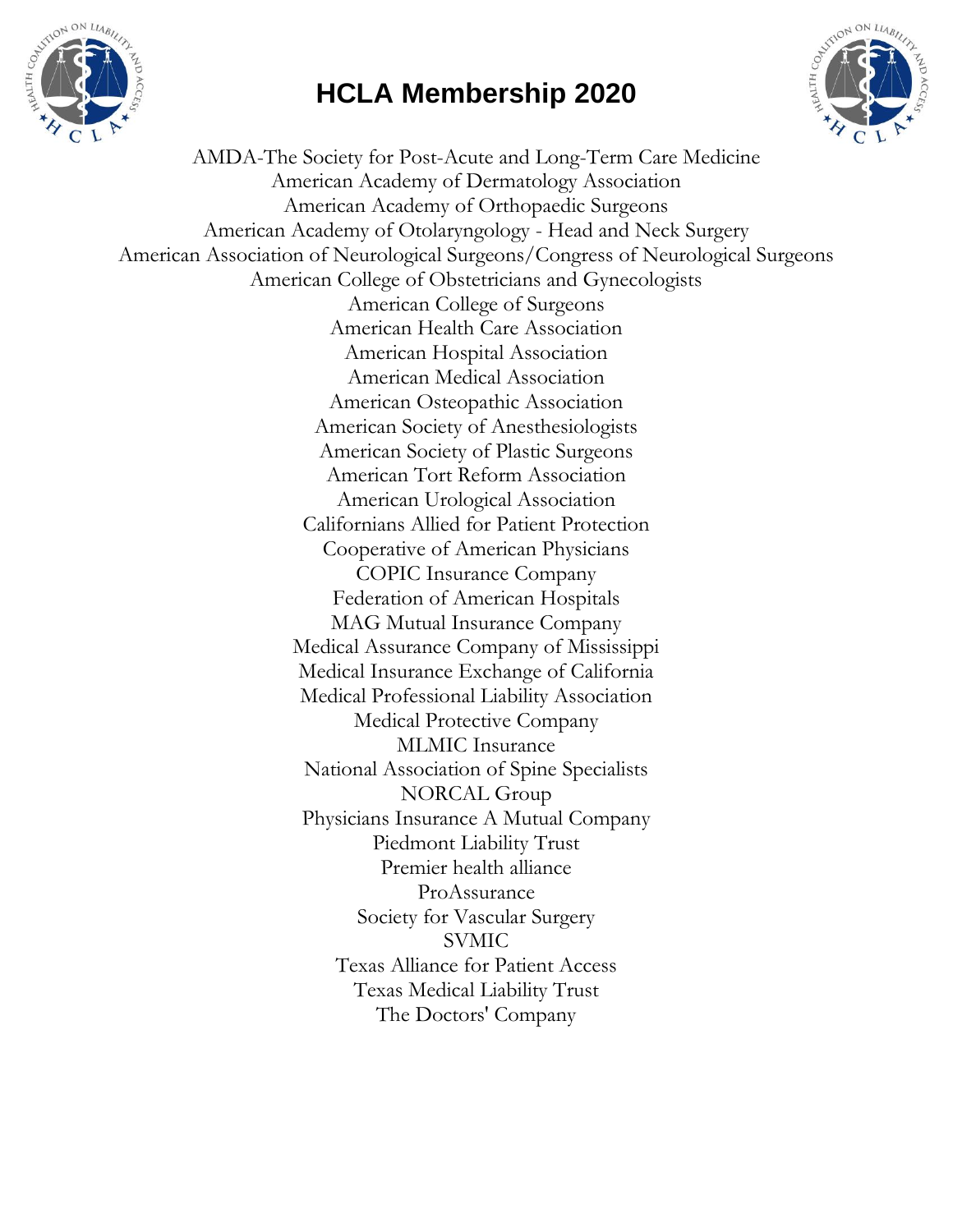# HCLA Membership 2020

AMDA-The Society for Post-Acute and Long-Term Care Medicine
American Academy of Dermatology Association
American Academy of Orthopaedic Surgeons
American Academy of Otolaryngology - Head and Neck Surgery
American Association of Neurological Surgeons/Congress of Neurological Surgeons
American College of Obstetricians and Gynecologists
American College of Surgeons
American Health Care Association
American Hospital Association
American Medical Association
American Osteopathic Association
American Society of Anesthesiologists
American Society of Plastic Surgeons
American Tort Reform Association
American Urological Association
Californians Allied for Patient Protection
Cooperative of American Physicians
COPIC Insurance Company
Federation of American Hospitals
MAG Mutual Insurance Company
Medical Assurance Company of Mississippi
Medical Insurance Exchange of California
Medical Professional Liability Association
Medical Protective Company
MLMIC Insurance
National Association of Spine Specialists
NORCAL Group
Physicians Insurance A Mutual Company
Piedmont Liability Trust
Premier health alliance
ProAssurance
Society for Vascular Surgery
SVMIC
Texas Alliance for Patient Access
Texas Medical Liability Trust
The Doctors' Company